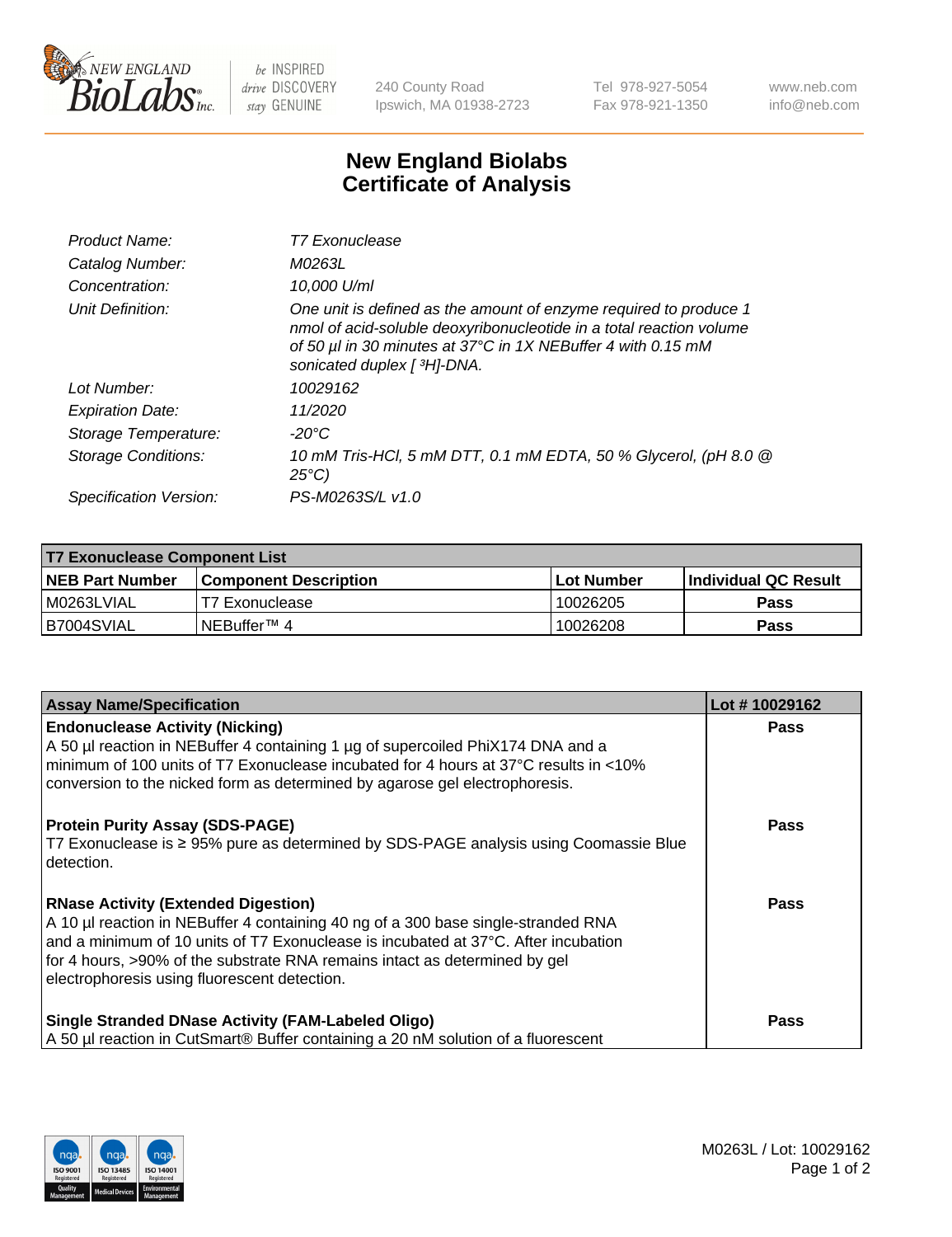New England BioLabs Inc. — be INSPIRED drive DISCOVERY stay GENUINE

240 County Road
Ipswich, MA 01938-2723

Tel 978-927-5054
Fax 978-921-1350

www.neb.com
info@neb.com

# New England Biolabs Certificate of Analysis

| | |
|---|---|
| *Product Name:* | *T7 Exonuclease* |
| *Catalog Number:* | *M0263L* |
| *Concentration:* | *10,000 U/ml* |
| *Unit Definition:* | *One unit is defined as the amount of enzyme required to produce 1 nmol of acid-soluble deoxyribonucleotide in a total reaction volume of 50 µl in 30 minutes at 37°C in 1X NEBuffer 4 with 0.15 mM sonicated duplex [ $^3$H]-DNA.* |
| *Lot Number:* | *10029162* |
| *Expiration Date:* | *11/2020* |
| *Storage Temperature:* | *-20°C* |
| *Storage Conditions:* | *10 mM Tris-HCl, 5 mM DTT, 0.1 mM EDTA, 50 % Glycerol, (pH 8.0 @ 25°C)* |
| *Specification Version:* | *PS-M0263S/L v1.0* |

| T7 Exonuclease Component List | | | |
|---|---|---|---|
| **NEB Part Number** | **Component Description** | **Lot Number** | **Individual QC Result** |
| M0263LVIAL | T7 Exonuclease | 10026205 | **Pass** |
| B7004SVIAL | NEBuffer™ 4 | 10026208 | **Pass** |

| Assay Name/Specification | Lot # 10029162 |
|---|---|
| **Endonuclease Activity (Nicking)** A 50 µl reaction in NEBuffer 4 containing 1 µg of supercoiled PhiX174 DNA and a minimum of 100 units of T7 Exonuclease incubated for 4 hours at 37°C results in <10% conversion to the nicked form as determined by agarose gel electrophoresis. | **Pass** |
| **Protein Purity Assay (SDS-PAGE)** T7 Exonuclease is ≥ 95% pure as determined by SDS-PAGE analysis using Coomassie Blue detection. | **Pass** |
| **RNase Activity (Extended Digestion)** A 10 µl reaction in NEBuffer 4 containing 40 ng of a 300 base single-stranded RNA and a minimum of 10 units of T7 Exonuclease is incubated at 37°C. After incubation for 4 hours, >90% of the substrate RNA remains intact as determined by gel electrophoresis using fluorescent detection. | **Pass** |
| **Single Stranded DNase Activity (FAM-Labeled Oligo)** A 50 µl reaction in CutSmart® Buffer containing a 20 nM solution of a fluorescent | **Pass** |

M0263L / Lot: 10029162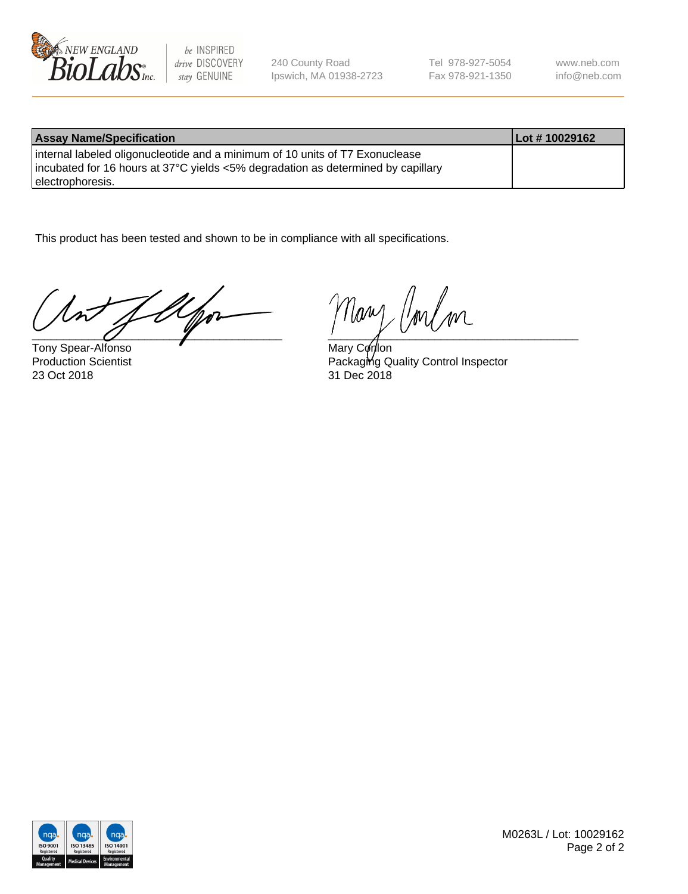| Assay Name/Specification | Lot # 10029162 |
|---|---|
| internal labeled oligonucleotide and a minimum of 10 units of T7 Exonuclease incubated for 16 hours at 37°C yields <5% degradation as determined by capillary electrophoresis. | |

This product has been tested and shown to be in compliance with all specifications.

Tony Spear-Alfonso
Production Scientist
23 Oct 2018

Mary Conlon
Packaging Quality Control Inspector
31 Dec 2018

M0263L / Lot: 10029162